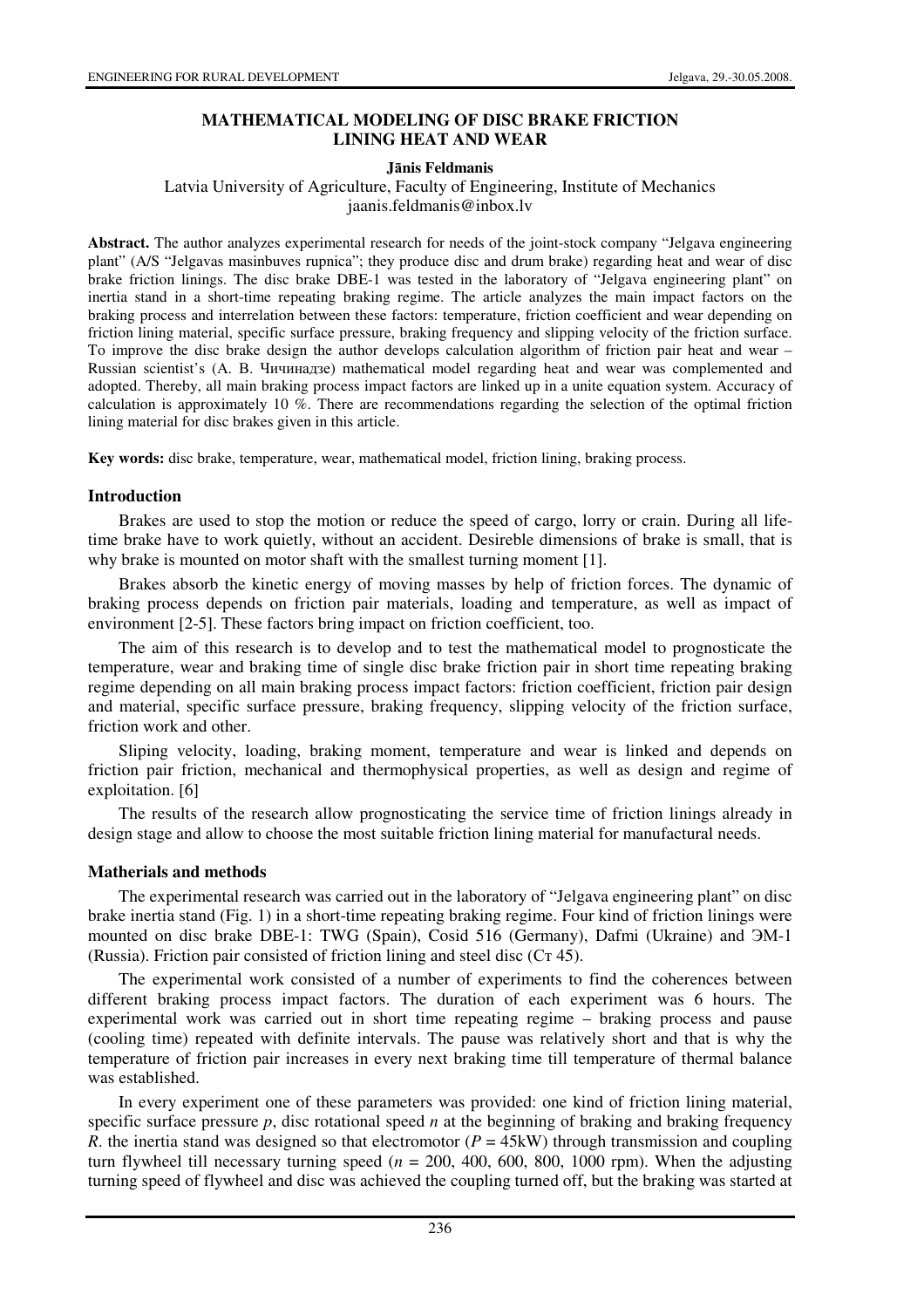# MATHEMATICAL MODELING OF DISC BRAKE FRICTION LINING HEAT AND WEAR

**Jānis Feldmanis**

Latvia University of Agriculture, Faculty of Engineering, Institute of Mechanics
jaanis.feldmanis@inbox.lv

**Abstract.** The author analyzes experimental research for needs of the joint-stock company "Jelgava engineering plant" (A/S "Jelgavas masinbuves rupnica"; they produce disc and drum brake) regarding heat and wear of disc brake friction linings. The disc brake DBE-1 was tested in the laboratory of "Jelgava engineering plant" on inertia stand in a short-time repeating braking regime. The article analyzes the main impact factors on the braking process and interrelation between these factors: temperature, friction coefficient and wear depending on friction lining material, specific surface pressure, braking frequency and slipping velocity of the friction surface. To improve the disc brake design the author develops calculation algorithm of friction pair heat and wear – Russian scientist's (А. В. Чичинадзе) mathematical model regarding heat and wear was complemented and adopted. Thereby, all main braking process impact factors are linked up in a unite equation system. Accuracy of calculation is approximately 10 %. There are recommendations regarding the selection of the optimal friction lining material for disc brakes given in this article.

**Key words:** disc brake, temperature, wear, mathematical model, friction lining, braking process.

## Introduction

Brakes are used to stop the motion or reduce the speed of cargo, lorry or crain. During all life-time brake have to work quietly, without an accident. Desireble dimensions of brake is small, that is why brake is mounted on motor shaft with the smallest turning moment [1].

Brakes absorb the kinetic energy of moving masses by help of friction forces. The dynamic of braking process depends on friction pair materials, loading and temperature, as well as impact of environment [2-5]. These factors bring impact on friction coefficient, too.

The aim of this research is to develop and to test the mathematical model to prognosticate the temperature, wear and braking time of single disc brake friction pair in short time repeating braking regime depending on all main braking process impact factors: friction coefficient, friction pair design and material, specific surface pressure, braking frequency, slipping velocity of the friction surface, friction work and other.

Sliping velocity, loading, braking moment, temperature and wear is linked and depends on friction pair friction, mechanical and thermophysical properties, as well as design and regime of exploitation. [6]

The results of the research allow prognosticating the service time of friction linings already in design stage and allow to choose the most suitable friction lining material for manufactural needs.

## Matherials and methods

The experimental research was carried out in the laboratory of "Jelgava engineering plant" on disc brake inertia stand (Fig. 1) in a short-time repeating braking regime. Four kind of friction linings were mounted on disc brake DBE-1: TWG (Spain), Cosid 516 (Germany), Dafmi (Ukraine) and ЭМ-1 (Russia). Friction pair consisted of friction lining and steel disc (Ст 45).

The experimental work consisted of a number of experiments to find the coherences between different braking process impact factors. The duration of each experiment was 6 hours. The experimental work was carried out in short time repeating regime – braking process and pause (cooling time) repeated with definite intervals. The pause was relatively short and that is why the temperature of friction pair increases in every next braking time till temperature of thermal balance was established.

In every experiment one of these parameters was provided: one kind of friction lining material, specific surface pressure $p$, disc rotational speed $n$ at the beginning of braking and braking frequency $R$. the inertia stand was designed so that electromotor ($P$ = 45kW) through transmission and coupling turn flywheel till necessary turning speed ($n$ = 200, 400, 600, 800, 1000 rpm). When the adjusting turning speed of flywheel and disc was achieved the coupling turned off, but the braking was started at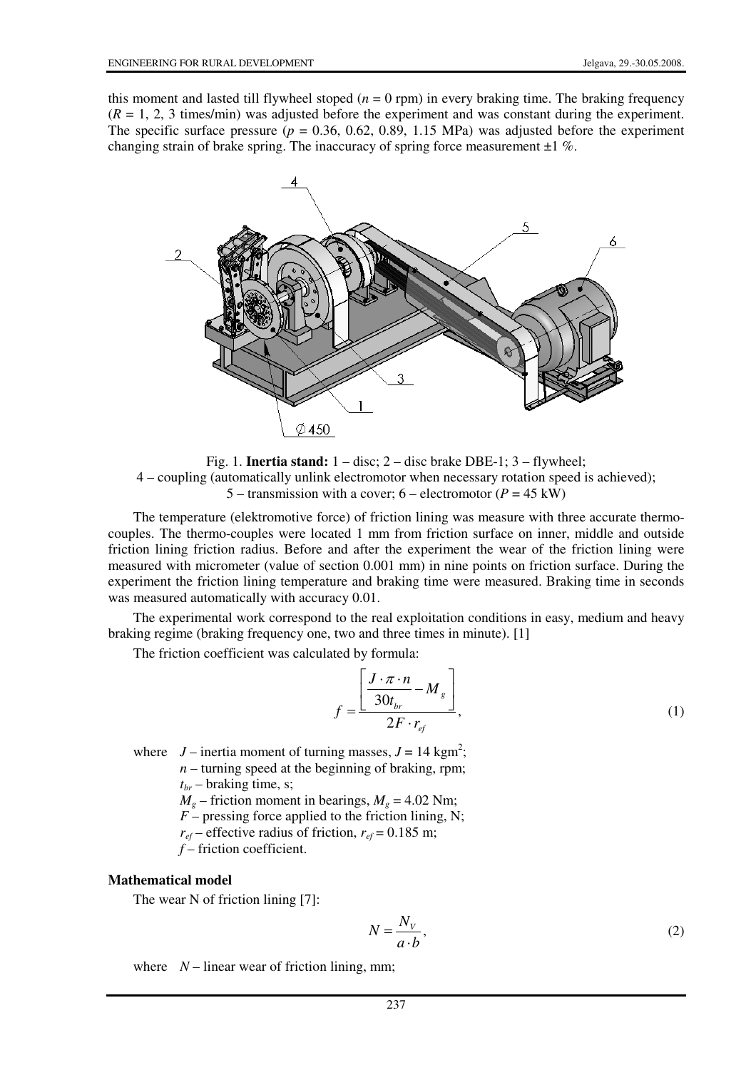this moment and lasted till flywheel stoped ($n = 0$ rpm) in every braking time. The braking frequency ($R = 1, 2, 3$ times/min) was adjusted before the experiment and was constant during the experiment. The specific surface pressure ($p = 0.36, 0.62, 0.89, 1.15$ MPa) was adjusted before the experiment changing strain of brake spring. The inaccuracy of spring force measurement ±1 %.

Fig. 1. **Inertia stand:** 1 – disc; 2 – disc brake DBE-1; 3 – flywheel; 4 – coupling (automatically unlink electromotor when necessary rotation speed is achieved); 5 – transmission with a cover; 6 – electromotor ($P = 45$ kW)

The temperature (elektromotive force) of friction lining was measure with three accurate thermo-couples. The thermo-couples were located 1 mm from friction surface on inner, middle and outside friction lining friction radius. Before and after the experiment the wear of the friction lining were measured with micrometer (value of section 0.001 mm) in nine points on friction surface. During the experiment the friction lining temperature and braking time were measured. Braking time in seconds was measured automatically with accuracy 0.01.

The experimental work correspond to the real exploitation conditions in easy, medium and heavy braking regime (braking frequency one, two and three times in minute). [1]

The friction coefficient was calculated by formula:

$$f = \frac{\left[ \dfrac{J \cdot \pi \cdot n}{30 t_{br}} - M_g \right]}{2F \cdot r_{ef}}, \tag{1}$$

where $J$ – inertia moment of turning masses, $J = 14$ kgm$^2$;
$n$ – turning speed at the beginning of braking, rpm;
$t_{br}$ – braking time, s;
$M_g$ – friction moment in bearings, $M_g = 4.02$ Nm;
$F$ – pressing force applied to the friction lining, N;
$r_{ef}$ – effective radius of friction, $r_{ef} = 0.185$ m;
$f$ – friction coefficient.

### Mathematical model

The wear N of friction lining [7]:

$$N = \frac{N_V}{a \cdot b}, \tag{2}$$

where $N$ – linear wear of friction lining, mm;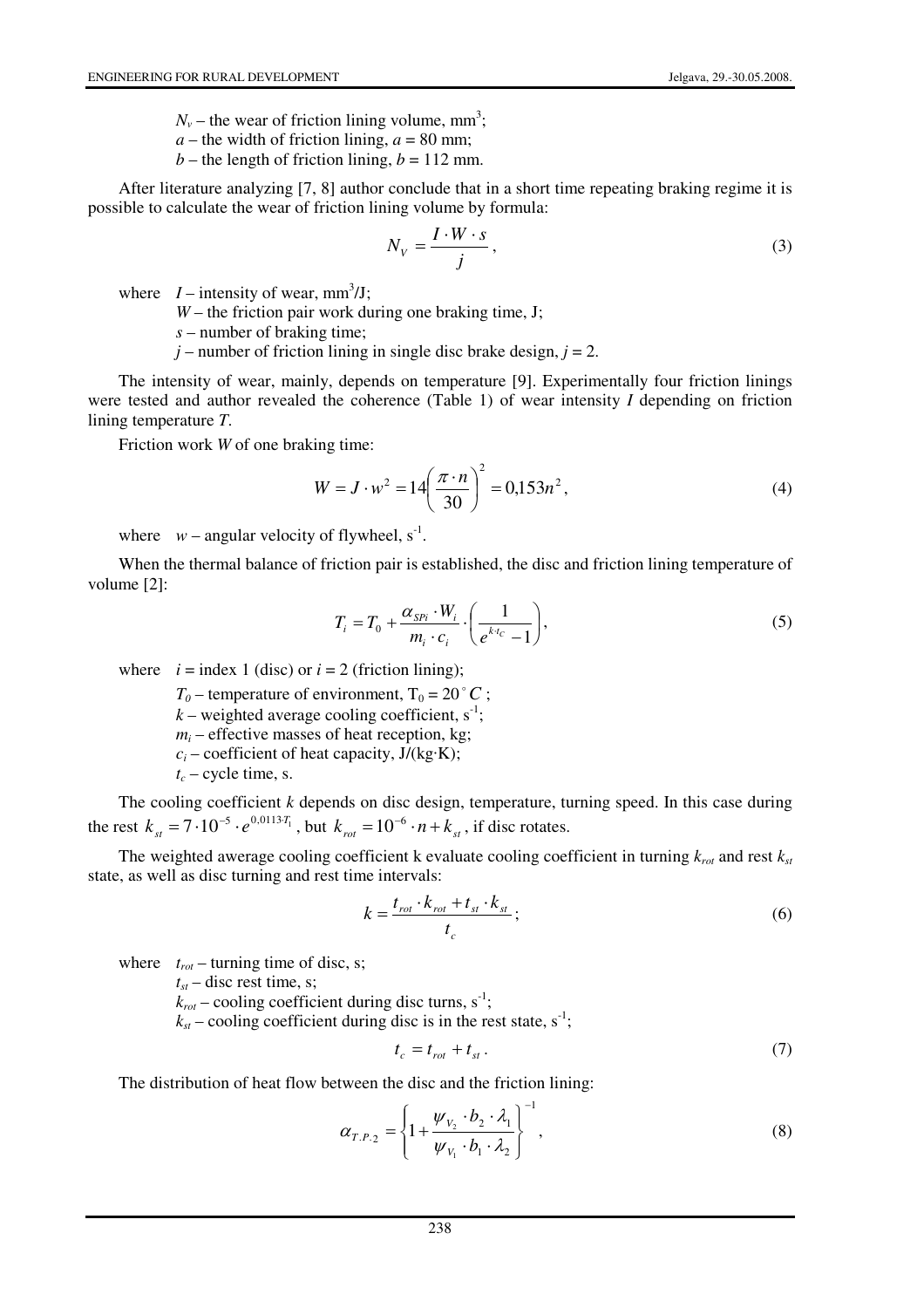$N_v$ – the wear of friction lining volume, mm$^3$;
$a$ – the width of friction lining, $a$ = 80 mm;
$b$ – the length of friction lining, $b$ = 112 mm.

After literature analyzing [7, 8] author conclude that in a short time repeating braking regime it is possible to calculate the wear of friction lining volume by formula:

$$N_V = \frac{I \cdot W \cdot s}{j}, \tag{3}$$

where $I$ – intensity of wear, mm$^3$/J;
$W$ – the friction pair work during one braking time, J;
$s$ – number of braking time;
$j$ – number of friction lining in single disc brake design, $j$ = 2.

The intensity of wear, mainly, depends on temperature [9]. Experimentally four friction linings were tested and author revealed the coherence (Table 1) of wear intensity $I$ depending on friction lining temperature $T$.

Friction work $W$ of one braking time:

$$W = J \cdot w^2 = 14\left(\frac{\pi \cdot n}{30}\right)^2 = 0{,}153n^2, \tag{4}$$

where $w$ – angular velocity of flywheel, s$^{-1}$.

When the thermal balance of friction pair is established, the disc and friction lining temperature of volume [2]:

$$T_i = T_0 + \frac{\alpha_{SPi} \cdot W_i}{m_i \cdot c_i} \cdot \left(\frac{1}{e^{k \cdot t_C} - 1}\right), \tag{5}$$

where $i$ = index 1 (disc) or $i$ = 2 (friction lining);
$T_0$ – temperature of environment, $T_0 = 20^\circ C$;
$k$ – weighted average cooling coefficient, s$^{-1}$;
$m_i$ – effective masses of heat reception, kg;
$c_i$ – coefficient of heat capacity, J/(kg·K);
$t_c$ – cycle time, s.

The cooling coefficient $k$ depends on disc design, temperature, turning speed. In this case during the rest $k_{st} = 7 \cdot 10^{-5} \cdot e^{0{,}0113 \cdot T_1}$, but $k_{rot} = 10^{-6} \cdot n + k_{st}$, if disc rotates.

The weighted awerage cooling coefficient k evaluate cooling coefficient in turning $k_{rot}$ and rest $k_{st}$ state, as well as disc turning and rest time intervals:

$$k = \frac{t_{rot} \cdot k_{rot} + t_{st} \cdot k_{st}}{t_c}; \tag{6}$$

where $t_{rot}$ – turning time of disc, s;
$t_{st}$ – disc rest time, s;
$k_{rot}$ – cooling coefficient during disc turns, s$^{-1}$;
$k_{st}$ – cooling coefficient during disc is in the rest state, s$^{-1}$;

$$t_c = t_{rot} + t_{st}. \tag{7}$$

The distribution of heat flow between the disc and the friction lining:

$$\alpha_{T.P.2} = \left\{1 + \frac{\psi_{V_2} \cdot b_2 \cdot \lambda_1}{\psi_{V_1} \cdot b_1 \cdot \lambda_2}\right\}^{-1}, \tag{8}$$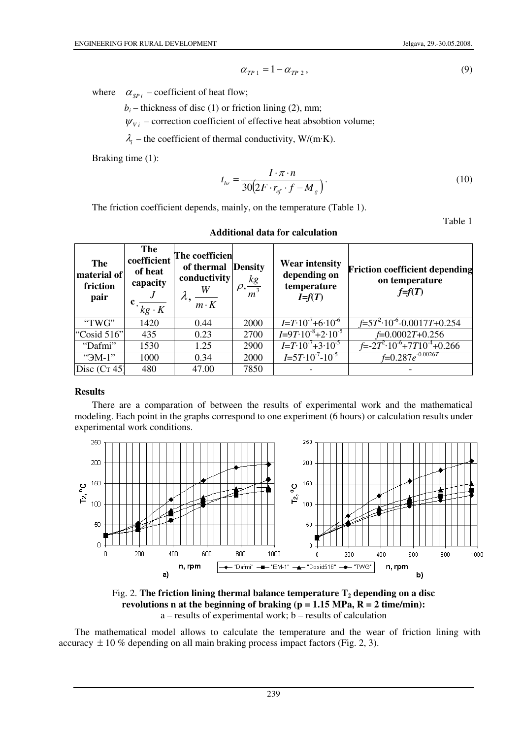$$\alpha_{TP\,1} = 1 - \alpha_{TP\,2}\,, \tag{9}$$

where $\alpha_{SP\,i}$ – coefficient of heat flow;

$b_i$ – thickness of disc (1) or friction lining (2), mm;

$\psi_{V\,i}$ – correction coefficient of effective heat absobtion volume;

$\lambda_i$ – the coefficient of thermal conductivity, W/(m·K).

Braking time (1):

$$t_{br} = \frac{I \cdot \pi \cdot n}{30\left(2F \cdot r_{ef} \cdot f - M_g\right)}. \tag{10}$$

The friction coefficient depends, mainly, on the temperature (Table 1).

Table 1

**Additional data for calculation**

| The material of friction pair | The coefficient of heat capacity $c, \frac{J}{kg \cdot K}$ | The coefficient of thermal conductivity $\lambda, \frac{W}{m \cdot K}$ | Density $\rho, \frac{kg}{m^3}$ | Wear intensity depending on temperature $I=f(T)$ | Friction coefficient depending on temperature $f=f(T)$ |
|---|---|---|---|---|---|
| "TWG" | 1420 | 0.44 | 2000 | $I=T\cdot10^{-7}+6\cdot10^{-6}$ | $f=5T^2\cdot10^{-6}-0.0017T+0.254$ |
| "Cosid 516" | 435 | 0.23 | 2700 | $I=9T\cdot10^{-8}+2\cdot10^{-5}$ | $f=0.0002T+0.256$ |
| "Dafmi" | 1530 | 1.25 | 2900 | $I=T\cdot10^{-7}+3\cdot10^{-5}$ | $f=-2T^2\cdot10^{-6}+7T10^{-4}+0.266$ |
| "ЭМ-1" | 1000 | 0.34 | 2000 | $I=5T\cdot10^{-7}-10^{-5}$ | $f=0.287e^{-0.0026T}$ |
| Disc (Ст 45) | 480 | 47.00 | 7850 | - | - |

### Results

There are a comparation of between the results of experimental work and the mathematical modeling. Each point in the graphs correspond to one experiment (6 hours) or calculation results under experimental work conditions.

Fig. 2. **The friction lining thermal balance temperature $T_2$ depending on a disc revolutions n at the beginning of braking (p = 1.15 MPa, R = 2 time/min):** a – results of experimental work; b – results of calculation

The mathematical model allows to calculate the temperature and the wear of friction lining with accuracy $\pm$ 10 % depending on all main braking process impact factors (Fig. 2, 3).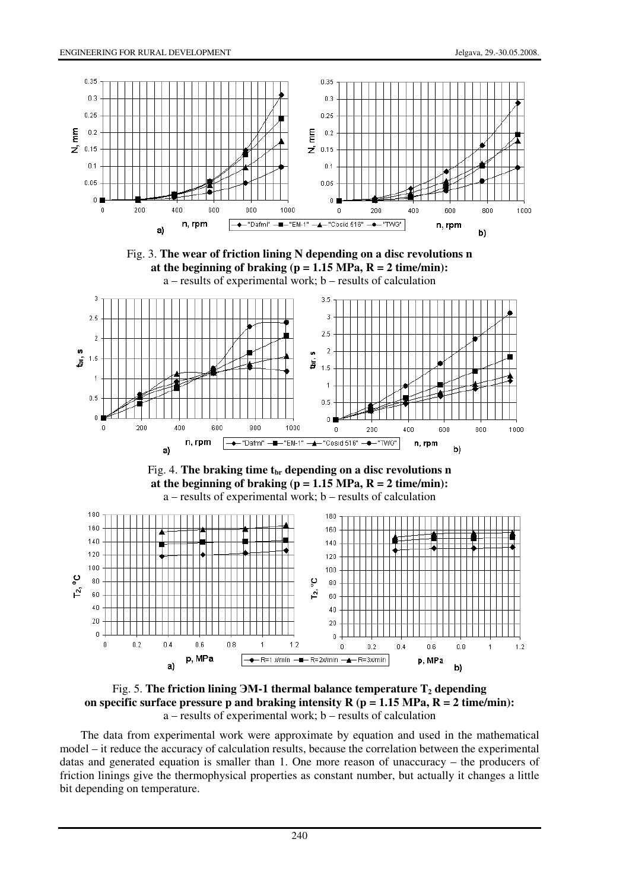Fig. 3. **The wear of friction lining N depending on a disc revolutions n at the beginning of braking (p = 1.15 MPa, R = 2 time/min):**
a – results of experimental work; b – results of calculation

Fig. 4. **The braking time $t_{br}$ depending on a disc revolutions n at the beginning of braking (p = 1.15 MPa, R = 2 time/min):**
a – results of experimental work; b – results of calculation

Fig. 5. **The friction lining ЭМ-1 thermal balance temperature $T_2$ depending on specific surface pressure p and braking intensity R (p = 1.15 MPa, R = 2 time/min):**
a – results of experimental work; b – results of calculation

The data from experimental work were approximate by equation and used in the mathematical model – it reduce the accuracy of calculation results, because the correlation between the experimental datas and generated equation is smaller than 1. One more reason of unaccuracy – the producers of friction linings give the thermophysical properties as constant number, but actually it changes a little bit depending on temperature.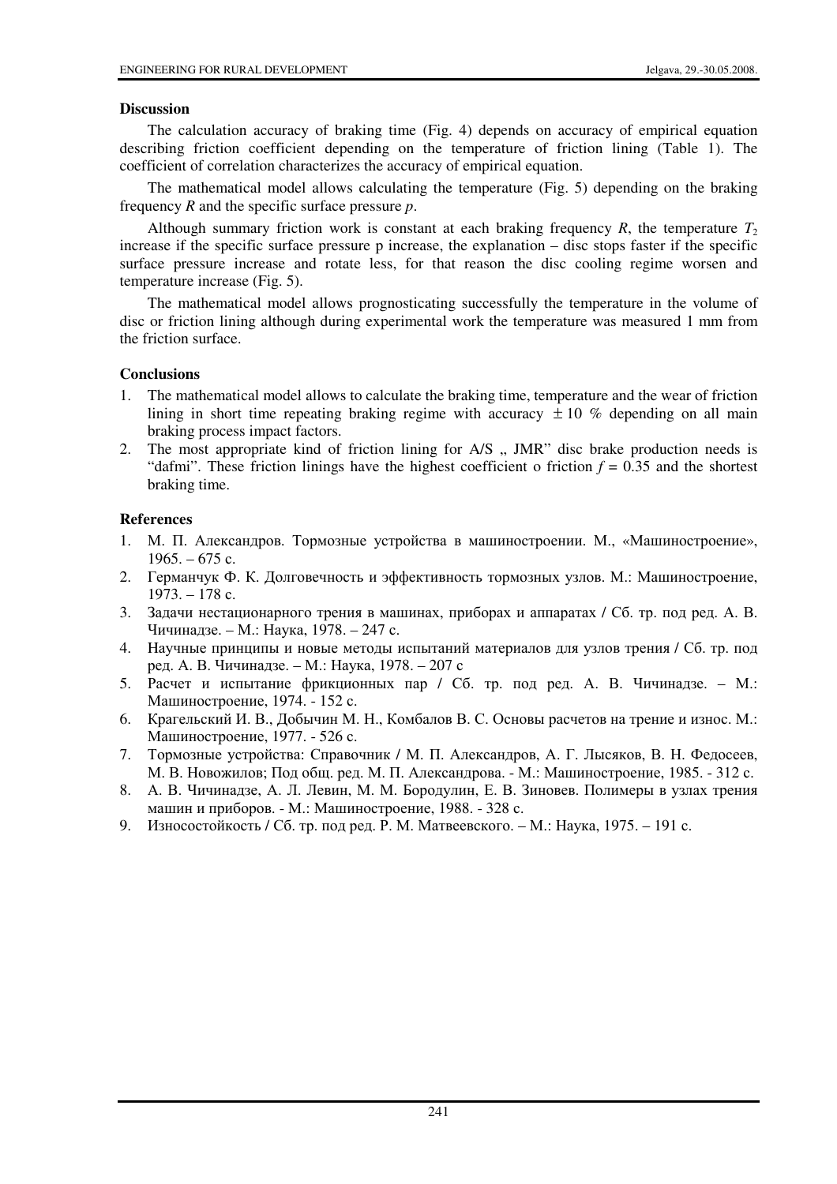### Discussion

The calculation accuracy of braking time (Fig. 4) depends on accuracy of empirical equation describing friction coefficient depending on the temperature of friction lining (Table 1). The coefficient of correlation characterizes the accuracy of empirical equation.

The mathematical model allows calculating the temperature (Fig. 5) depending on the braking frequency $R$ and the specific surface pressure $p$.

Although summary friction work is constant at each braking frequency $R$, the temperature $T_2$ increase if the specific surface pressure p increase, the explanation – disc stops faster if the specific surface pressure increase and rotate less, for that reason the disc cooling regime worsen and temperature increase (Fig. 5).

The mathematical model allows prognosticating successfully the temperature in the volume of disc or friction lining although during experimental work the temperature was measured 1 mm from the friction surface.

### Conclusions

1. The mathematical model allows to calculate the braking time, temperature and the wear of friction lining in short time repeating braking regime with accuracy $\pm 10$ % depending on all main braking process impact factors.
2. The most appropriate kind of friction lining for A/S „ JMR" disc brake production needs is "dafmi". These friction linings have the highest coefficient o friction $f = 0.35$ and the shortest braking time.

### References

1. М. П. Александров. Тормозные устройства в машиностроении. М., «Машиностроение», 1965. – 675 с.
2. Германчук Ф. К. Долговечность и эффективность тормозных узлов. М.: Машиностроение, 1973. – 178 с.
3. Задачи нестационарного трения в машинах, приборах и аппаратах / Сб. тр. под ред. А. В. Чичинадзе. – М.: Наука, 1978. – 247 с.
4. Научные принципы и новые методы испытаний материалов для узлов трения / Сб. тр. под ред. А. В. Чичинадзе. – М.: Наука, 1978. – 207 с
5. Расчет и испытание фрикционных пар / Сб. тр. под ред. А. В. Чичинадзе. – М.: Машиностроение, 1974. - 152 с.
6. Крагельский И. В., Добычин М. Н., Комбалов В. С. Основы расчетов на трение и износ. М.: Машиностроение, 1977. - 526 с.
7. Тормозные устройства: Справочник / М. П. Александров, А. Г. Лысяков, В. Н. Федосеев, М. В. Новожилов; Под общ. ред. М. П. Александрова. - М.: Машиностроение, 1985. - 312 с.
8. А. В. Чичинадзе, А. Л. Левин, М. М. Бородулин, Е. В. Зиновев. Полимеры в узлах трения машин и приборов. - М.: Машиностроение, 1988. - 328 с.
9. Износостойкость / Сб. тр. под ред. Р. М. Матвеевского. – М.: Наука, 1975. – 191 с.